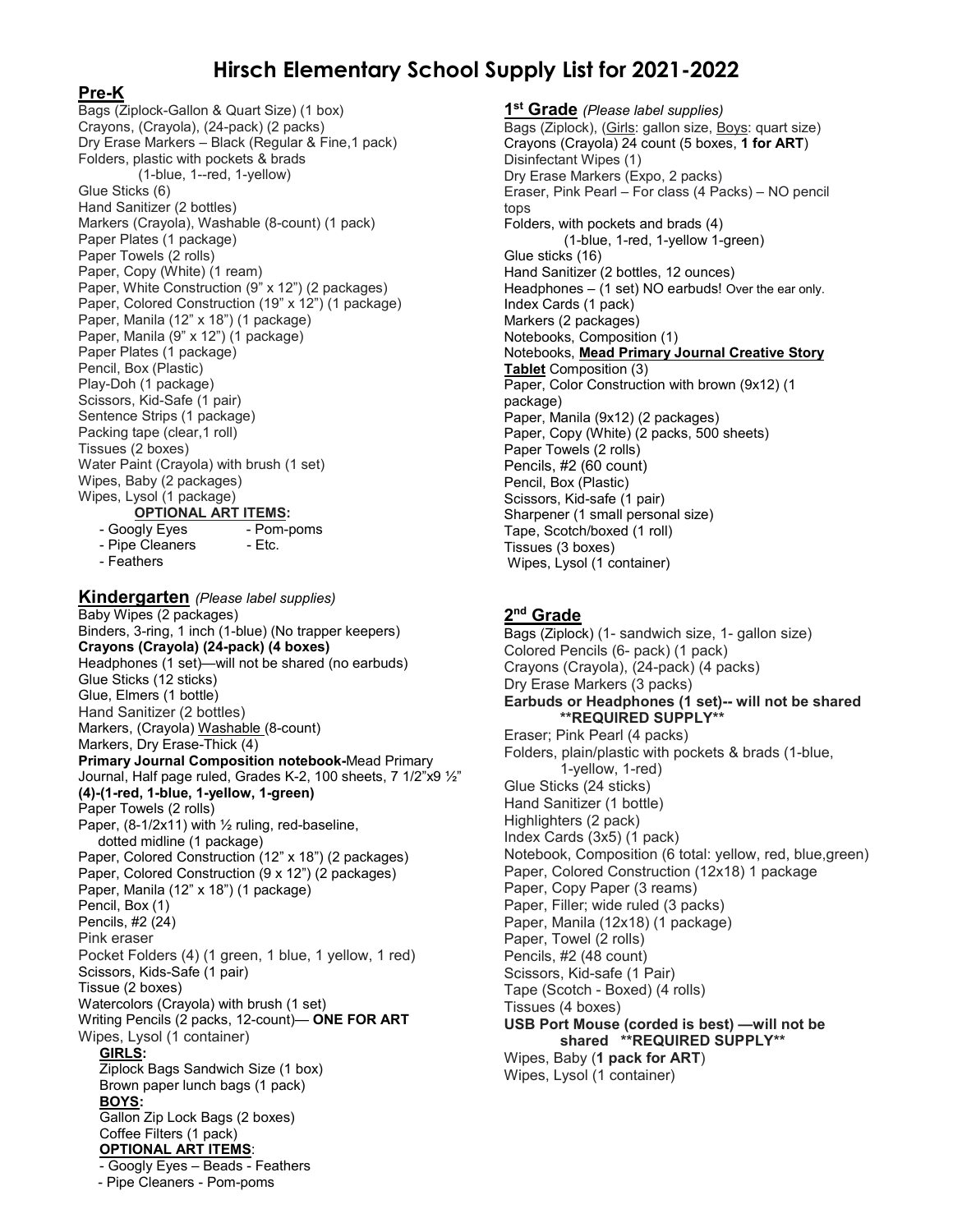# Hirsch Elementary School Supply List for 2021-2022

## Pre-K

Bags (Ziplock-Gallon & Quart Size) (1 box)
Crayons, (Crayola), (24-pack) (2 packs)
Dry Erase Markers – Black (Regular & Fine,1 pack)
Folders, plastic with pockets & brads
(1-blue, 1--red, 1-yellow)
Glue Sticks (6)
Hand Sanitizer (2 bottles)
Markers (Crayola), Washable (8-count) (1 pack)
Paper Plates (1 package)
Paper Towels (2 rolls)
Paper, Copy (White) (1 ream)
Paper, White Construction (9" x 12") (2 packages)
Paper, Colored Construction (19" x 12") (1 package)
Paper, Manila (12" x 18") (1 package)
Paper, Manila (9" x 12") (1 package)
Paper Plates (1 package)
Pencil, Box (Plastic)
Play-Doh (1 package)
Scissors, Kid-Safe (1 pair)
Sentence Strips (1 package)
Packing tape (clear,1 roll)
Tissues (2 boxes)
Water Paint (Crayola) with brush (1 set)
Wipes, Baby (2 packages)
Wipes, Lysol (1 package)

**OPTIONAL ART ITEMS:**
- Googly Eyes
- Pom-poms
- Pipe Cleaners
- Etc.
- Feathers

## Kindergarten *(Please label supplies)*

Baby Wipes (2 packages)
Binders, 3-ring, 1 inch (1-blue) (No trapper keepers)
**Crayons (Crayola) (24-pack) (4 boxes)**
Headphones (1 set)—will not be shared (no earbuds)
Glue Sticks (12 sticks)
Glue, Elmers (1 bottle)
Hand Sanitizer (2 bottles)
Markers, (Crayola) Washable (8-count)
Markers, Dry Erase-Thick (4)
**Primary Journal Composition notebook-**Mead Primary Journal, Half page ruled, Grades K-2, 100 sheets, 7 1/2"x9 ½" **(4)-(1-red, 1-blue, 1-yellow, 1-green)**
Paper Towels (2 rolls)
Paper, (8-1/2x11) with ½ ruling, red-baseline, dotted midline (1 package)
Paper, Colored Construction (12" x 18") (2 packages)
Paper, Colored Construction (9 x 12") (2 packages)
Paper, Manila (12" x 18") (1 package)
Pencil, Box (1)
Pencils, #2 (24)
Pink eraser
Pocket Folders (4) (1 green, 1 blue, 1 yellow, 1 red)
Scissors, Kids-Safe (1 pair)
Tissue (2 boxes)
Watercolors (Crayola) with brush (1 set)
Writing Pencils (2 packs, 12-count)— **ONE FOR ART**
Wipes, Lysol (1 container)

**GIRLS:**
Ziplock Bags Sandwich Size (1 box)
Brown paper lunch bags (1 pack)

**BOYS:**
Gallon Zip Lock Bags (2 boxes)
Coffee Filters (1 pack)

**OPTIONAL ART ITEMS**:
- Googly Eyes – Beads - Feathers
- Pipe Cleaners - Pom-poms

## 1st Grade *(Please label supplies)*

Bags (Ziplock), (Girls: gallon size, Boys: quart size)
Crayons (Crayola) 24 count (5 boxes, **1 for ART**)
Disinfectant Wipes (1)
Dry Erase Markers (Expo, 2 packs)
Eraser, Pink Pearl – For class (4 Packs) – NO pencil tops
Folders, with pockets and brads (4)
(1-blue, 1-red, 1-yellow 1-green)
Glue sticks (16)
Hand Sanitizer (2 bottles, 12 ounces)
Headphones – (1 set) NO earbuds! Over the ear only.
Index Cards (1 pack)
Markers (2 packages)
Notebooks, Composition (1)
Notebooks, **Mead Primary Journal Creative Story Tablet** Composition (3)
Paper, Color Construction with brown (9x12) (1 package)
Paper, Manila (9x12) (2 packages)
Paper, Copy (White) (2 packs, 500 sheets)
Paper Towels (2 rolls)
Pencils, #2 (60 count)
Pencil, Box (Plastic)
Scissors, Kid-safe (1 pair)
Sharpener (1 small personal size)
Tape, Scotch/boxed (1 roll)
Tissues (3 boxes)
Wipes, Lysol (1 container)

## 2nd Grade

Bags (Ziplock) (1- sandwich size, 1- gallon size)
Colored Pencils (6- pack) (1 pack)
Crayons (Crayola), (24-pack) (4 packs)
Dry Erase Markers (3 packs)
**Earbuds or Headphones (1 set)-- will not be shared \*\*REQUIRED SUPPLY\*\***
Eraser; Pink Pearl (4 packs)
Folders, plain/plastic with pockets & brads (1-blue, 1-yellow, 1-red)
Glue Sticks (24 sticks)
Hand Sanitizer (1 bottle)
Highlighters (2 pack)
Index Cards (3x5) (1 pack)
Notebook, Composition (6 total: yellow, red, blue,green)
Paper, Colored Construction (12x18) 1 package
Paper, Copy Paper (3 reams)
Paper, Filler; wide ruled (3 packs)
Paper, Manila (12x18) (1 package)
Paper, Towel (2 rolls)
Pencils, #2 (48 count)
Scissors, Kid-safe (1 Pair)
Tape (Scotch - Boxed) (4 rolls)
Tissues (4 boxes)
**USB Port Mouse (corded is best) —will not be shared \*\*REQUIRED SUPPLY\*\***
Wipes, Baby (**1 pack for ART**)
Wipes, Lysol (1 container)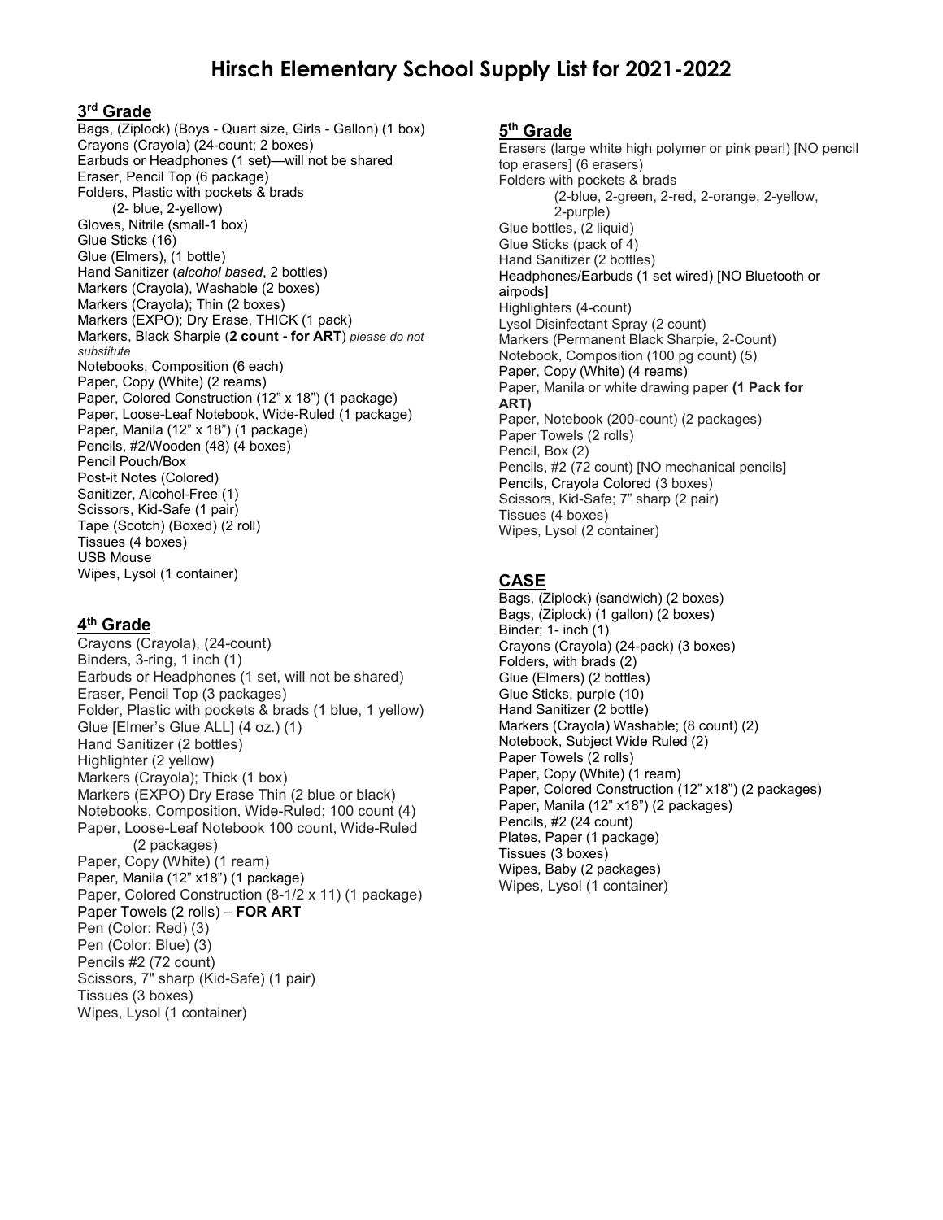# Hirsch Elementary School Supply List for 2021-2022

## 3rd Grade

Bags, (Ziplock) (Boys - Quart size, Girls - Gallon) (1 box)
Crayons (Crayola) (24-count; 2 boxes)
Earbuds or Headphones (1 set)—will not be shared
Eraser, Pencil Top (6 package)
Folders, Plastic with pockets & brads
(2- blue, 2-yellow)
Gloves, Nitrile (small-1 box)
Glue Sticks (16)
Glue (Elmers), (1 bottle)
Hand Sanitizer (*alcohol based*, 2 bottles)
Markers (Crayola), Washable (2 boxes)
Markers (Crayola); Thin (2 boxes)
Markers (EXPO); Dry Erase, THICK (1 pack)
Markers, Black Sharpie (**2 count - for ART**) *please do not substitute*
Notebooks, Composition (6 each)
Paper, Copy (White) (2 reams)
Paper, Colored Construction (12" x 18") (1 package)
Paper, Loose-Leaf Notebook, Wide-Ruled (1 package)
Paper, Manila (12" x 18") (1 package)
Pencils, #2/Wooden (48) (4 boxes)
Pencil Pouch/Box
Post-it Notes (Colored)
Sanitizer, Alcohol-Free (1)
Scissors, Kid-Safe (1 pair)
Tape (Scotch) (Boxed) (2 roll)
Tissues (4 boxes)
USB Mouse
Wipes, Lysol (1 container)

## 4th Grade

Crayons (Crayola), (24-count)
Binders, 3-ring, 1 inch (1)
Earbuds or Headphones (1 set, will not be shared)
Eraser, Pencil Top (3 packages)
Folder, Plastic with pockets & brads (1 blue, 1 yellow)
Glue [Elmer's Glue ALL] (4 oz.) (1)
Hand Sanitizer (2 bottles)
Highlighter (2 yellow)
Markers (Crayola); Thick (1 box)
Markers (EXPO) Dry Erase Thin (2 blue or black)
Notebooks, Composition, Wide-Ruled; 100 count (4)
Paper, Loose-Leaf Notebook 100 count, Wide-Ruled
(2 packages)
Paper, Copy (White) (1 ream)
Paper, Manila (12" x18") (1 package)
Paper, Colored Construction (8-1/2 x 11) (1 package)
Paper Towels (2 rolls) – **FOR ART**
Pen (Color: Red) (3)
Pen (Color: Blue) (3)
Pencils #2 (72 count)
Scissors, 7" sharp (Kid-Safe) (1 pair)
Tissues (3 boxes)
Wipes, Lysol (1 container)

## 5th Grade

Erasers (large white high polymer or pink pearl) [NO pencil top erasers] (6 erasers)
Folders with pockets & brads
(2-blue, 2-green, 2-red, 2-orange, 2-yellow, 2-purple)
Glue bottles, (2 liquid)
Glue Sticks (pack of 4)
Hand Sanitizer (2 bottles)
Headphones/Earbuds (1 set wired) [NO Bluetooth or airpods]
Highlighters (4-count)
Lysol Disinfectant Spray (2 count)
Markers (Permanent Black Sharpie, 2-Count)
Notebook, Composition (100 pg count) (5)
Paper, Copy (White) (4 reams)
Paper, Manila or white drawing paper **(1 Pack for ART)**
Paper, Notebook (200-count) (2 packages)
Paper Towels (2 rolls)
Pencil, Box (2)
Pencils, #2 (72 count) [NO mechanical pencils]
Pencils, Crayola Colored (3 boxes)
Scissors, Kid-Safe; 7" sharp (2 pair)
Tissues (4 boxes)
Wipes, Lysol (2 container)

## CASE

Bags, (Ziplock) (sandwich) (2 boxes)
Bags, (Ziplock) (1 gallon) (2 boxes)
Binder; 1- inch (1)
Crayons (Crayola) (24-pack) (3 boxes)
Folders, with brads (2)
Glue (Elmers) (2 bottles)
Glue Sticks, purple (10)
Hand Sanitizer (2 bottle)
Markers (Crayola) Washable; (8 count) (2)
Notebook, Subject Wide Ruled (2)
Paper Towels (2 rolls)
Paper, Copy (White) (1 ream)
Paper, Colored Construction (12" x18") (2 packages)
Paper, Manila (12" x18") (2 packages)
Pencils, #2 (24 count)
Plates, Paper (1 package)
Tissues (3 boxes)
Wipes, Baby (2 packages)
Wipes, Lysol (1 container)